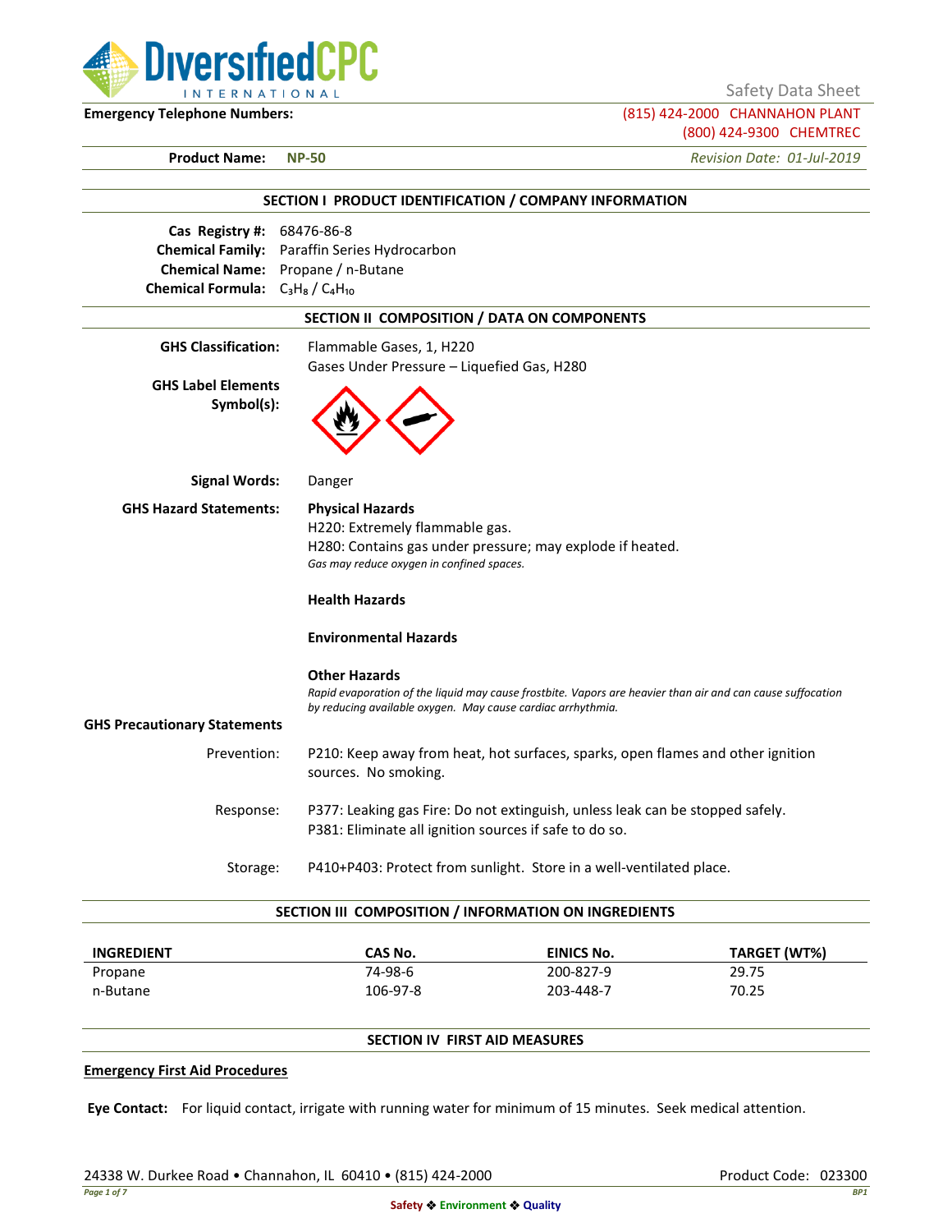DiversifiedCPC INTERNATIONAL

Safety Data Sheet

**Emergency Telephone Numbers:** (815) 424-2000 CHANNAHON PLANT
(800) 424-9300 CHEMTREC

**Product Name:** **NP-50** *Revision Date: 01-Jul-2019*

## SECTION I PRODUCT IDENTIFICATION / COMPANY INFORMATION

**Cas Registry #:** 68476-86-8
**Chemical Family:** Paraffin Series Hydrocarbon
**Chemical Name:** Propane / n-Butane
**Chemical Formula:** $C_3H_8$ / $C_4H_{10}$

## SECTION II COMPOSITION / DATA ON COMPONENTS

**GHS Classification:** Flammable Gases, 1, H220
Gases Under Pressure – Liquefied Gas, H280

**GHS Label Elements Symbol(s):**

**Signal Words:** Danger

**GHS Hazard Statements:**

**Physical Hazards**
H220: Extremely flammable gas.
H280: Contains gas under pressure; may explode if heated.
*Gas may reduce oxygen in confined spaces.*

**Health Hazards**

**Environmental Hazards**

**Other Hazards**
*Rapid evaporation of the liquid may cause frostbite. Vapors are heavier than air and can cause suffocation by reducing available oxygen. May cause cardiac arrhythmia.*

**GHS Precautionary Statements**

Prevention: P210: Keep away from heat, hot surfaces, sparks, open flames and other ignition sources. No smoking.

Response: P377: Leaking gas Fire: Do not extinguish, unless leak can be stopped safely.
P381: Eliminate all ignition sources if safe to do so.

Storage: P410+P403: Protect from sunlight. Store in a well-ventilated place.

## SECTION III COMPOSITION / INFORMATION ON INGREDIENTS

| INGREDIENT | CAS No. | EINICS No. | TARGET (WT%) |
|---|---|---|---|
| Propane | 74-98-6 | 200-827-9 | 29.75 |
| n-Butane | 106-97-8 | 203-448-7 | 70.25 |

## SECTION IV FIRST AID MEASURES

**Emergency First Aid Procedures**

**Eye Contact:** For liquid contact, irrigate with running water for minimum of 15 minutes. Seek medical attention.

24338 W. Durkee Road • Channahon, IL 60410 • (815) 424-2000 Product Code: 023300

Safety ❖ Environment ❖ Quality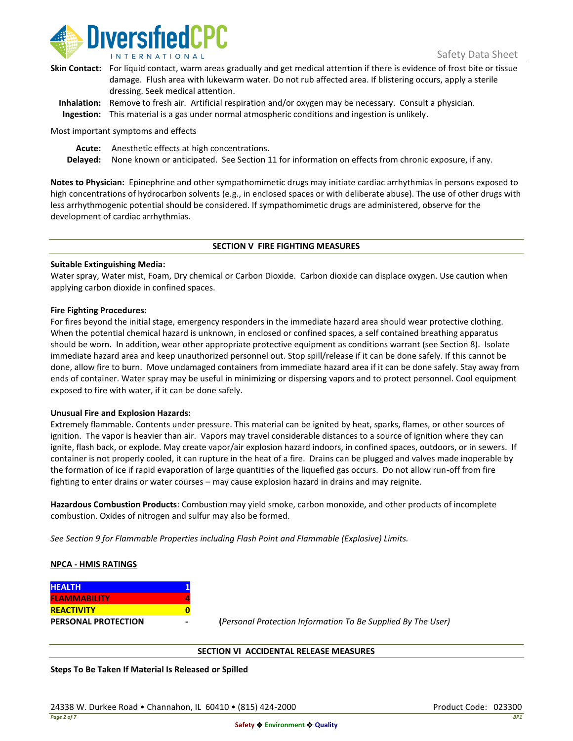**Skin Contact:** For liquid contact, warm areas gradually and get medical attention if there is evidence of frost bite or tissue damage. Flush area with lukewarm water. Do not rub affected area. If blistering occurs, apply a sterile dressing. Seek medical attention.

**Inhalation:** Remove to fresh air. Artificial respiration and/or oxygen may be necessary. Consult a physician.

**Ingestion:** This material is a gas under normal atmospheric conditions and ingestion is unlikely.

Most important symptoms and effects

**Acute:** Anesthetic effects at high concentrations.

**Delayed:** None known or anticipated. See Section 11 for information on effects from chronic exposure, if any.

**Notes to Physician:** Epinephrine and other sympathomimetic drugs may initiate cardiac arrhythmias in persons exposed to high concentrations of hydrocarbon solvents (e.g., in enclosed spaces or with deliberate abuse). The use of other drugs with less arrhythmogenic potential should be considered. If sympathomimetic drugs are administered, observe for the development of cardiac arrhythmias.

## SECTION V FIRE FIGHTING MEASURES

**Suitable Extinguishing Media:**
Water spray, Water mist, Foam, Dry chemical or Carbon Dioxide. Carbon dioxide can displace oxygen. Use caution when applying carbon dioxide in confined spaces.

**Fire Fighting Procedures:**
For fires beyond the initial stage, emergency responders in the immediate hazard area should wear protective clothing. When the potential chemical hazard is unknown, in enclosed or confined spaces, a self contained breathing apparatus should be worn. In addition, wear other appropriate protective equipment as conditions warrant (see Section 8). Isolate immediate hazard area and keep unauthorized personnel out. Stop spill/release if it can be done safely. If this cannot be done, allow fire to burn. Move undamaged containers from immediate hazard area if it can be done safely. Stay away from ends of container. Water spray may be useful in minimizing or dispersing vapors and to protect personnel. Cool equipment exposed to fire with water, if it can be done safely.

**Unusual Fire and Explosion Hazards:**
Extremely flammable. Contents under pressure. This material can be ignited by heat, sparks, flames, or other sources of ignition. The vapor is heavier than air. Vapors may travel considerable distances to a source of ignition where they can ignite, flash back, or explode. May create vapor/air explosion hazard indoors, in confined spaces, outdoors, or in sewers. If container is not properly cooled, it can rupture in the heat of a fire. Drains can be plugged and valves made inoperable by the formation of ice if rapid evaporation of large quantities of the liquefied gas occurs. Do not allow run-off from fire fighting to enter drains or water courses – may cause explosion hazard in drains and may reignite.

**Hazardous Combustion Products**: Combustion may yield smoke, carbon monoxide, and other products of incomplete combustion. Oxides of nitrogen and sulfur may also be formed.

*See Section 9 for Flammable Properties including Flash Point and Flammable (Explosive) Limits.*

**NPCA - HMIS RATINGS**

| | |
|---|---|
| **HEALTH** | **1** |
| **FLAMMABILITY** | **4** |
| **REACTIVITY** | **0** |
| **PERSONAL PROTECTION** | **-** |

(*Personal Protection Information To Be Supplied By The User)*

## SECTION VI ACCIDENTAL RELEASE MEASURES

**Steps To Be Taken If Material Is Released or Spilled**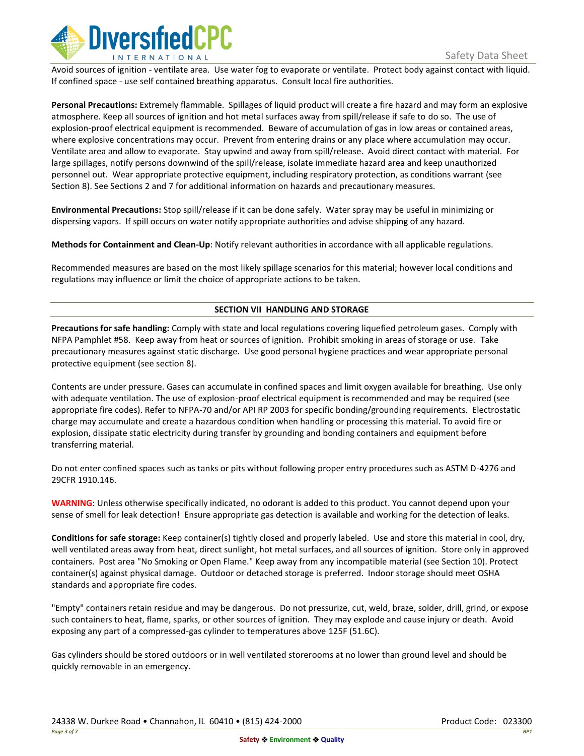Avoid sources of ignition - ventilate area. Use water fog to evaporate or ventilate. Protect body against contact with liquid. If confined space - use self contained breathing apparatus. Consult local fire authorities.

**Personal Precautions:** Extremely flammable. Spillages of liquid product will create a fire hazard and may form an explosive atmosphere. Keep all sources of ignition and hot metal surfaces away from spill/release if safe to do so. The use of explosion-proof electrical equipment is recommended. Beware of accumulation of gas in low areas or contained areas, where explosive concentrations may occur. Prevent from entering drains or any place where accumulation may occur. Ventilate area and allow to evaporate. Stay upwind and away from spill/release. Avoid direct contact with material. For large spillages, notify persons downwind of the spill/release, isolate immediate hazard area and keep unauthorized personnel out. Wear appropriate protective equipment, including respiratory protection, as conditions warrant (see Section 8). See Sections 2 and 7 for additional information on hazards and precautionary measures.

**Environmental Precautions:** Stop spill/release if it can be done safely. Water spray may be useful in minimizing or dispersing vapors. If spill occurs on water notify appropriate authorities and advise shipping of any hazard.

**Methods for Containment and Clean-Up**: Notify relevant authorities in accordance with all applicable regulations.

Recommended measures are based on the most likely spillage scenarios for this material; however local conditions and regulations may influence or limit the choice of appropriate actions to be taken.

## SECTION VII HANDLING AND STORAGE

**Precautions for safe handling:** Comply with state and local regulations covering liquefied petroleum gases. Comply with NFPA Pamphlet #58. Keep away from heat or sources of ignition. Prohibit smoking in areas of storage or use. Take precautionary measures against static discharge. Use good personal hygiene practices and wear appropriate personal protective equipment (see section 8).

Contents are under pressure. Gases can accumulate in confined spaces and limit oxygen available for breathing. Use only with adequate ventilation. The use of explosion-proof electrical equipment is recommended and may be required (see appropriate fire codes). Refer to NFPA-70 and/or API RP 2003 for specific bonding/grounding requirements. Electrostatic charge may accumulate and create a hazardous condition when handling or processing this material. To avoid fire or explosion, dissipate static electricity during transfer by grounding and bonding containers and equipment before transferring material.

Do not enter confined spaces such as tanks or pits without following proper entry procedures such as ASTM D-4276 and 29CFR 1910.146.

**WARNING**: Unless otherwise specifically indicated, no odorant is added to this product. You cannot depend upon your sense of smell for leak detection! Ensure appropriate gas detection is available and working for the detection of leaks.

**Conditions for safe storage:** Keep container(s) tightly closed and properly labeled. Use and store this material in cool, dry, well ventilated areas away from heat, direct sunlight, hot metal surfaces, and all sources of ignition. Store only in approved containers. Post area "No Smoking or Open Flame." Keep away from any incompatible material (see Section 10). Protect container(s) against physical damage. Outdoor or detached storage is preferred. Indoor storage should meet OSHA standards and appropriate fire codes.

"Empty" containers retain residue and may be dangerous. Do not pressurize, cut, weld, braze, solder, drill, grind, or expose such containers to heat, flame, sparks, or other sources of ignition. They may explode and cause injury or death. Avoid exposing any part of a compressed-gas cylinder to temperatures above 125F (51.6C).

Gas cylinders should be stored outdoors or in well ventilated storerooms at no lower than ground level and should be quickly removable in an emergency.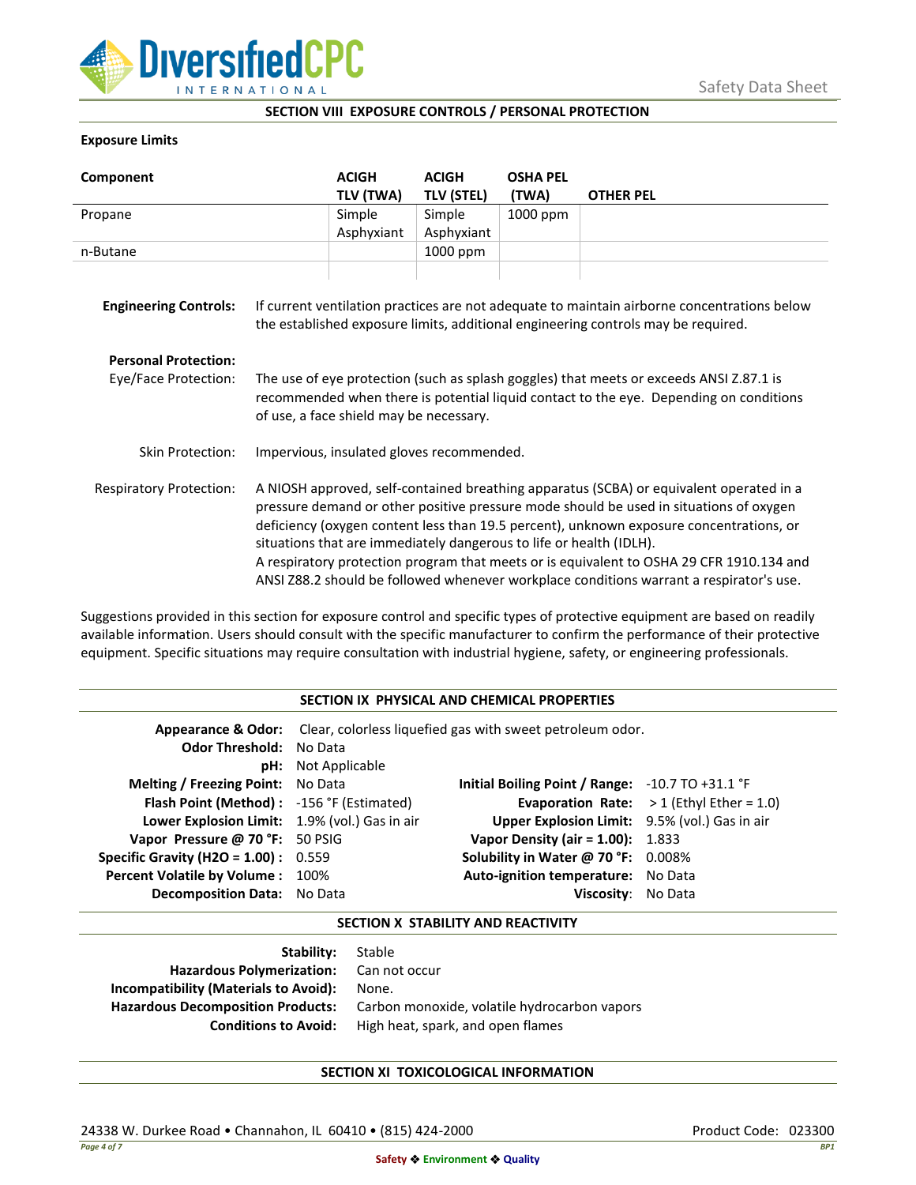## SECTION VIII EXPOSURE CONTROLS / PERSONAL PROTECTION

**Exposure Limits**

| Component | ACIGH TLV (TWA) | ACIGH TLV (STEL) | OSHA PEL (TWA) | OTHER PEL |
|---|---|---|---|---|
| Propane | Simple Asphyxiant | Simple Asphyxiant | 1000 ppm | |
| n-Butane | | 1000 ppm | | |
| | | | | |

**Engineering Controls:** If current ventilation practices are not adequate to maintain airborne concentrations below the established exposure limits, additional engineering controls may be required.

**Personal Protection:**

Eye/Face Protection: The use of eye protection (such as splash goggles) that meets or exceeds ANSI Z.87.1 is recommended when there is potential liquid contact to the eye. Depending on conditions of use, a face shield may be necessary.

Skin Protection: Impervious, insulated gloves recommended.

Respiratory Protection: A NIOSH approved, self-contained breathing apparatus (SCBA) or equivalent operated in a pressure demand or other positive pressure mode should be used in situations of oxygen deficiency (oxygen content less than 19.5 percent), unknown exposure concentrations, or situations that are immediately dangerous to life or health (IDLH).
A respiratory protection program that meets or is equivalent to OSHA 29 CFR 1910.134 and ANSI Z88.2 should be followed whenever workplace conditions warrant a respirator's use.

Suggestions provided in this section for exposure control and specific types of protective equipment are based on readily available information. Users should consult with the specific manufacturer to confirm the performance of their protective equipment. Specific situations may require consultation with industrial hygiene, safety, or engineering professionals.

## SECTION IX PHYSICAL AND CHEMICAL PROPERTIES

**Appearance & Odor:** Clear, colorless liquefied gas with sweet petroleum odor.
**Odor Threshold:** No Data
**pH:** Not Applicable

| | | | |
|---|---|---|---|
| **Melting / Freezing Point:** | No Data | **Initial Boiling Point / Range:** | -10.7 TO +31.1 °F |
| **Flash Point (Method) :** | -156 °F (Estimated) | **Evaporation Rate:** | > 1 (Ethyl Ether = 1.0) |
| **Lower Explosion Limit:** | 1.9% (vol.) Gas in air | **Upper Explosion Limit:** | 9.5% (vol.) Gas in air |
| **Vapor Pressure @ 70 °F:** | 50 PSIG | **Vapor Density (air = 1.00):** | 1.833 |
| **Specific Gravity (H2O = 1.00) :** | 0.559 | **Solubility in Water @ 70 °F:** | 0.008% |
| **Percent Volatile by Volume :** | 100% | **Auto-ignition temperature:** | No Data |
| **Decomposition Data:** | No Data | **Viscosity:** | No Data |

## SECTION X STABILITY AND REACTIVITY

**Stability:** Stable
**Hazardous Polymerization:** Can not occur
**Incompatibility (Materials to Avoid):** None.
**Hazardous Decomposition Products:** Carbon monoxide, volatile hydrocarbon vapors
**Conditions to Avoid:** High heat, spark, and open flames

## SECTION XI TOXICOLOGICAL INFORMATION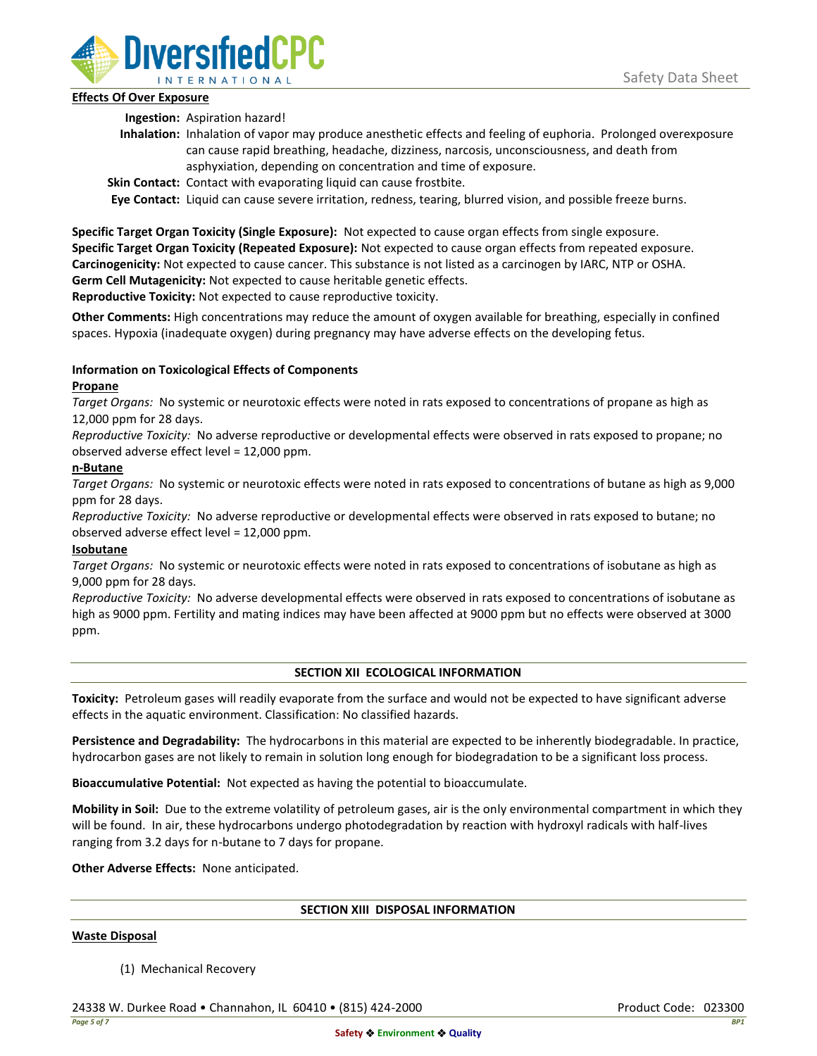**Effects Of Over Exposure**

**Ingestion:** Aspiration hazard!

**Inhalation:** Inhalation of vapor may produce anesthetic effects and feeling of euphoria. Prolonged overexposure can cause rapid breathing, headache, dizziness, narcosis, unconsciousness, and death from asphyxiation, depending on concentration and time of exposure.

**Skin Contact:** Contact with evaporating liquid can cause frostbite.

**Eye Contact:** Liquid can cause severe irritation, redness, tearing, blurred vision, and possible freeze burns.

**Specific Target Organ Toxicity (Single Exposure):** Not expected to cause organ effects from single exposure.
**Specific Target Organ Toxicity (Repeated Exposure):** Not expected to cause organ effects from repeated exposure.
**Carcinogenicity:** Not expected to cause cancer. This substance is not listed as a carcinogen by IARC, NTP or OSHA.
**Germ Cell Mutagenicity:** Not expected to cause heritable genetic effects.
**Reproductive Toxicity:** Not expected to cause reproductive toxicity.

**Other Comments:** High concentrations may reduce the amount of oxygen available for breathing, especially in confined spaces. Hypoxia (inadequate oxygen) during pregnancy may have adverse effects on the developing fetus.

**Information on Toxicological Effects of Components**

**Propane**

*Target Organs:* No systemic or neurotoxic effects were noted in rats exposed to concentrations of propane as high as 12,000 ppm for 28 days.

*Reproductive Toxicity:* No adverse reproductive or developmental effects were observed in rats exposed to propane; no observed adverse effect level = 12,000 ppm.

**n-Butane**

*Target Organs:* No systemic or neurotoxic effects were noted in rats exposed to concentrations of butane as high as 9,000 ppm for 28 days.

*Reproductive Toxicity:* No adverse reproductive or developmental effects were observed in rats exposed to butane; no observed adverse effect level = 12,000 ppm.

**Isobutane**

*Target Organs:* No systemic or neurotoxic effects were noted in rats exposed to concentrations of isobutane as high as 9,000 ppm for 28 days.

*Reproductive Toxicity:* No adverse developmental effects were observed in rats exposed to concentrations of isobutane as high as 9000 ppm. Fertility and mating indices may have been affected at 9000 ppm but no effects were observed at 3000 ppm.

## SECTION XII ECOLOGICAL INFORMATION

**Toxicity:** Petroleum gases will readily evaporate from the surface and would not be expected to have significant adverse effects in the aquatic environment. Classification: No classified hazards.

**Persistence and Degradability:** The hydrocarbons in this material are expected to be inherently biodegradable. In practice, hydrocarbon gases are not likely to remain in solution long enough for biodegradation to be a significant loss process.

**Bioaccumulative Potential:** Not expected as having the potential to bioaccumulate.

**Mobility in Soil:** Due to the extreme volatility of petroleum gases, air is the only environmental compartment in which they will be found. In air, these hydrocarbons undergo photodegradation by reaction with hydroxyl radicals with half-lives ranging from 3.2 days for n-butane to 7 days for propane.

**Other Adverse Effects:** None anticipated.

## SECTION XIII DISPOSAL INFORMATION

**Waste Disposal**

(1) Mechanical Recovery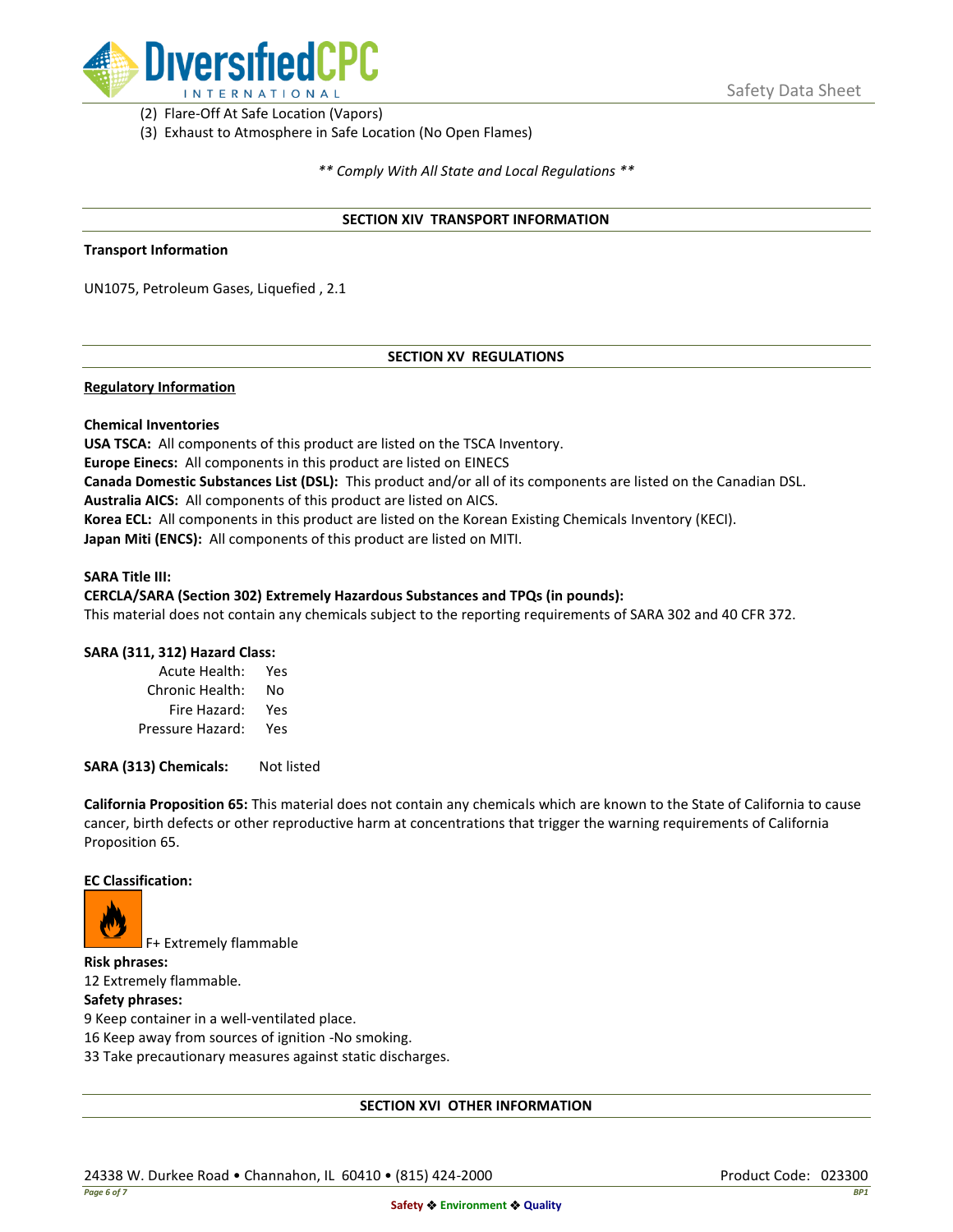(2) Flare-Off At Safe Location (Vapors)
(3) Exhaust to Atmosphere in Safe Location (No Open Flames)

*** Comply With All State and Local Regulations ***

## SECTION XIV TRANSPORT INFORMATION

**Transport Information**

UN1075, Petroleum Gases, Liquefied , 2.1

## SECTION XV REGULATIONS

**Regulatory Information**

**Chemical Inventories**
**USA TSCA:** All components of this product are listed on the TSCA Inventory.
**Europe Einecs:** All components in this product are listed on EINECS
**Canada Domestic Substances List (DSL):** This product and/or all of its components are listed on the Canadian DSL.
**Australia AICS:** All components of this product are listed on AICS.
**Korea ECL:** All components in this product are listed on the Korean Existing Chemicals Inventory (KECI).
**Japan Miti (ENCS):** All components of this product are listed on MITI.

**SARA Title III:**
**CERCLA/SARA (Section 302) Extremely Hazardous Substances and TPQs (in pounds):**
This material does not contain any chemicals subject to the reporting requirements of SARA 302 and 40 CFR 372.

**SARA (311, 312) Hazard Class:**

| | |
|---|---|
| Acute Health: | Yes |
| Chronic Health: | No |
| Fire Hazard: | Yes |
| Pressure Hazard: | Yes |

**SARA (313) Chemicals:** Not listed

**California Proposition 65:** This material does not contain any chemicals which are known to the State of California to cause cancer, birth defects or other reproductive harm at concentrations that trigger the warning requirements of California Proposition 65.

**EC Classification:**

F+ Extremely flammable

**Risk phrases:**
12 Extremely flammable.

**Safety phrases:**
9 Keep container in a well-ventilated place.
16 Keep away from sources of ignition -No smoking.
33 Take precautionary measures against static discharges.

## SECTION XVI OTHER INFORMATION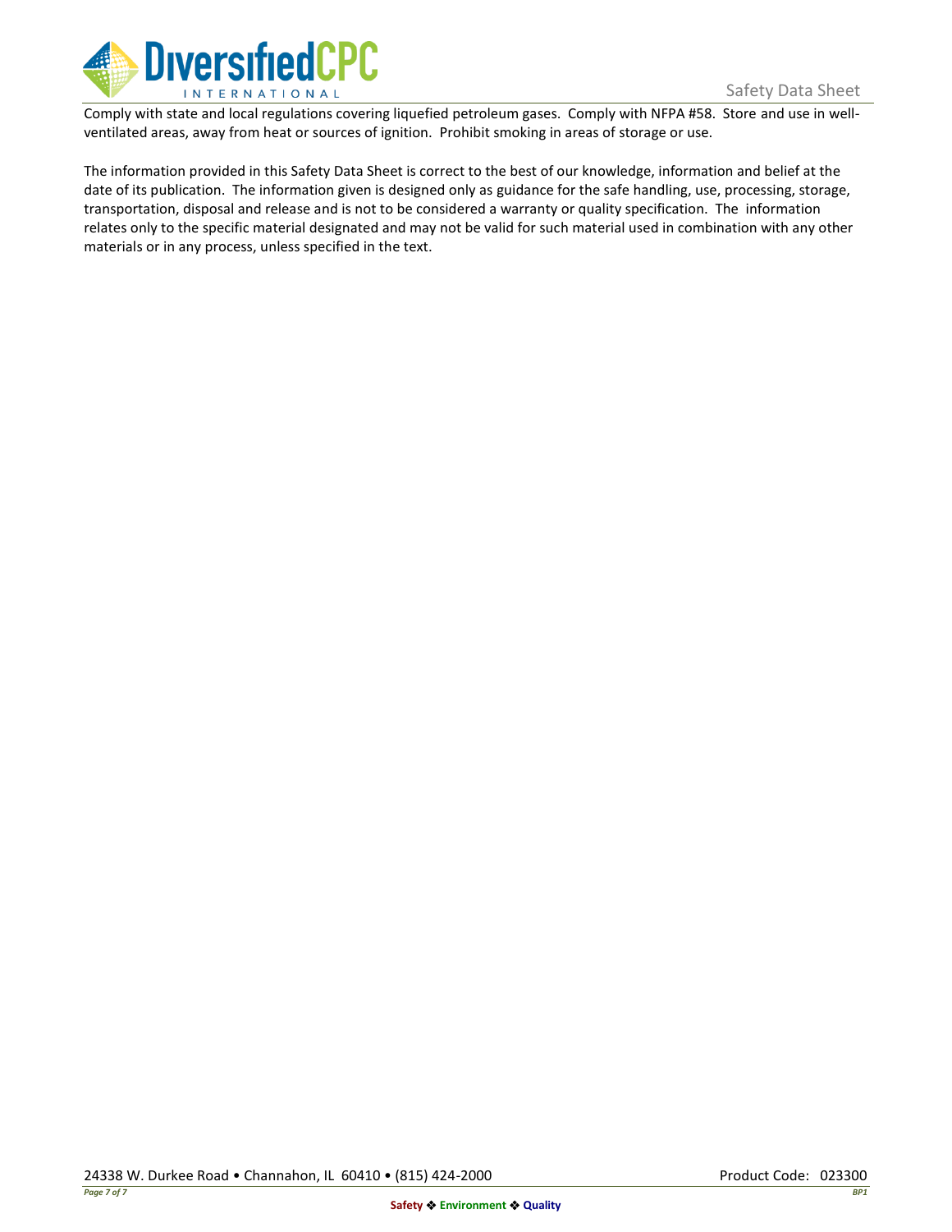Comply with state and local regulations covering liquefied petroleum gases. Comply with NFPA #58. Store and use in well-ventilated areas, away from heat or sources of ignition. Prohibit smoking in areas of storage or use.

The information provided in this Safety Data Sheet is correct to the best of our knowledge, information and belief at the date of its publication. The information given is designed only as guidance for the safe handling, use, processing, storage, transportation, disposal and release and is not to be considered a warranty or quality specification. The information relates only to the specific material designated and may not be valid for such material used in combination with any other materials or in any process, unless specified in the text.